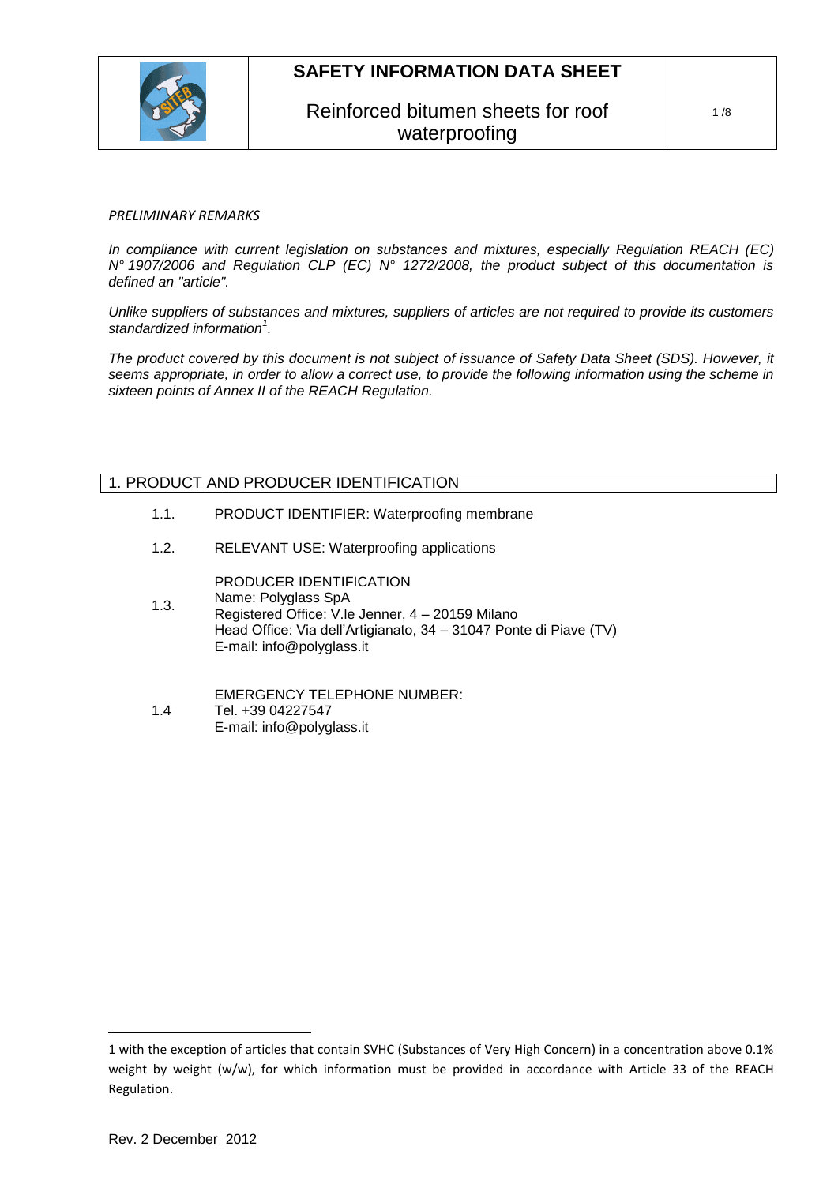# SAFETY INFORMATION DATA SHEET

## Reinforced bitumen sheets for roof waterproofing

*PRELIMINARY REMARKS*

*In compliance with current legislation on substances and mixtures, especially Regulation REACH (EC) N° 1907/2006 and Regulation CLP (EC) N° 1272/2008, the product subject of this documentation is defined an "article".*

*Unlike suppliers of substances and mixtures, suppliers of articles are not required to provide its customers standardized information[1].*

*The product covered by this document is not subject of issuance of Safety Data Sheet (SDS). However, it seems appropriate, in order to allow a correct use, to provide the following information using the scheme in sixteen points of Annex II of the REACH Regulation.*

## 1. PRODUCT AND PRODUCER IDENTIFICATION

1.1. PRODUCT IDENTIFIER: Waterproofing membrane

1.2. RELEVANT USE: Waterproofing applications

1.3. PRODUCER IDENTIFICATION
Name: Polyglass SpA
Registered Office: V.le Jenner, 4 – 20159 Milano
Head Office: Via dell'Artigianato, 34 – 31047 Ponte di Piave (TV)
E-mail: info@polyglass.it

1.4 EMERGENCY TELEPHONE NUMBER:
Tel. +39 04227547
E-mail: info@polyglass.it

---

[1] with the exception of articles that contain SVHC (Substances of Very High Concern) in a concentration above 0.1% weight by weight (w/w), for which information must be provided in accordance with Article 33 of the REACH Regulation.

Rev. 2 December 2012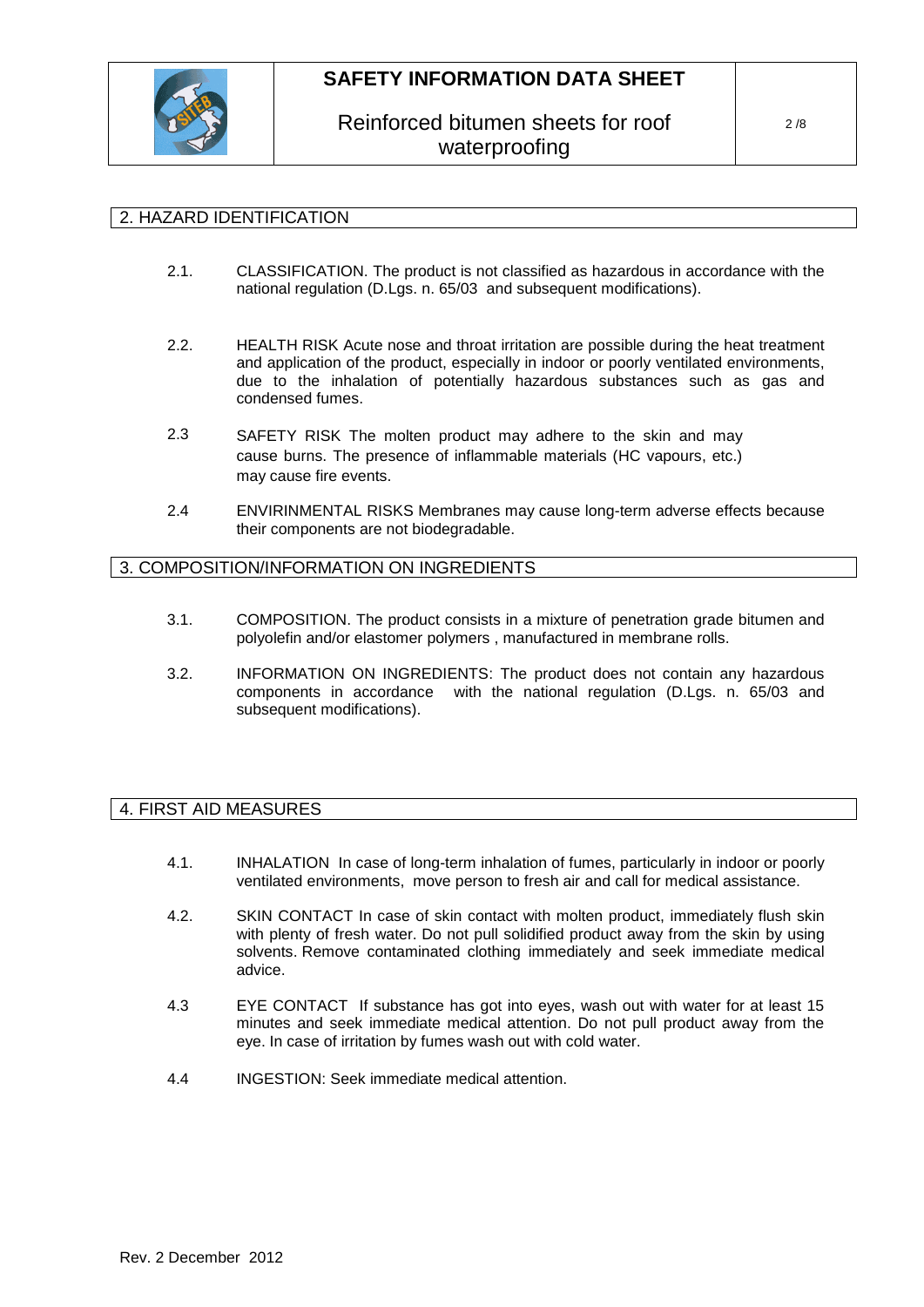## 2. HAZARD IDENTIFICATION

2.1. CLASSIFICATION. The product is not classified as hazardous in accordance with the national regulation (D.Lgs. n. 65/03 and subsequent modifications).

2.2. HEALTH RISK Acute nose and throat irritation are possible during the heat treatment and application of the product, especially in indoor or poorly ventilated environments, due to the inhalation of potentially hazardous substances such as gas and condensed fumes.

2.3 SAFETY RISK The molten product may adhere to the skin and may cause burns. The presence of inflammable materials (HC vapours, etc.) may cause fire events.

2.4 ENVIRINMENTAL RISKS Membranes may cause long-term adverse effects because their components are not biodegradable.

## 3. COMPOSITION/INFORMATION ON INGREDIENTS

3.1. COMPOSITION. The product consists in a mixture of penetration grade bitumen and polyolefin and/or elastomer polymers , manufactured in membrane rolls.

3.2. INFORMATION ON INGREDIENTS: The product does not contain any hazardous components in accordance with the national regulation (D.Lgs. n. 65/03 and subsequent modifications).

## 4. FIRST AID MEASURES

4.1. INHALATION In case of long-term inhalation of fumes, particularly in indoor or poorly ventilated environments, move person to fresh air and call for medical assistance.

4.2. SKIN CONTACT In case of skin contact with molten product, immediately flush skin with plenty of fresh water. Do not pull solidified product away from the skin by using solvents. Remove contaminated clothing immediately and seek immediate medical advice.

4.3 EYE CONTACT If substance has got into eyes, wash out with water for at least 15 minutes and seek immediate medical attention. Do not pull product away from the eye. In case of irritation by fumes wash out with cold water.

4.4 INGESTION: Seek immediate medical attention.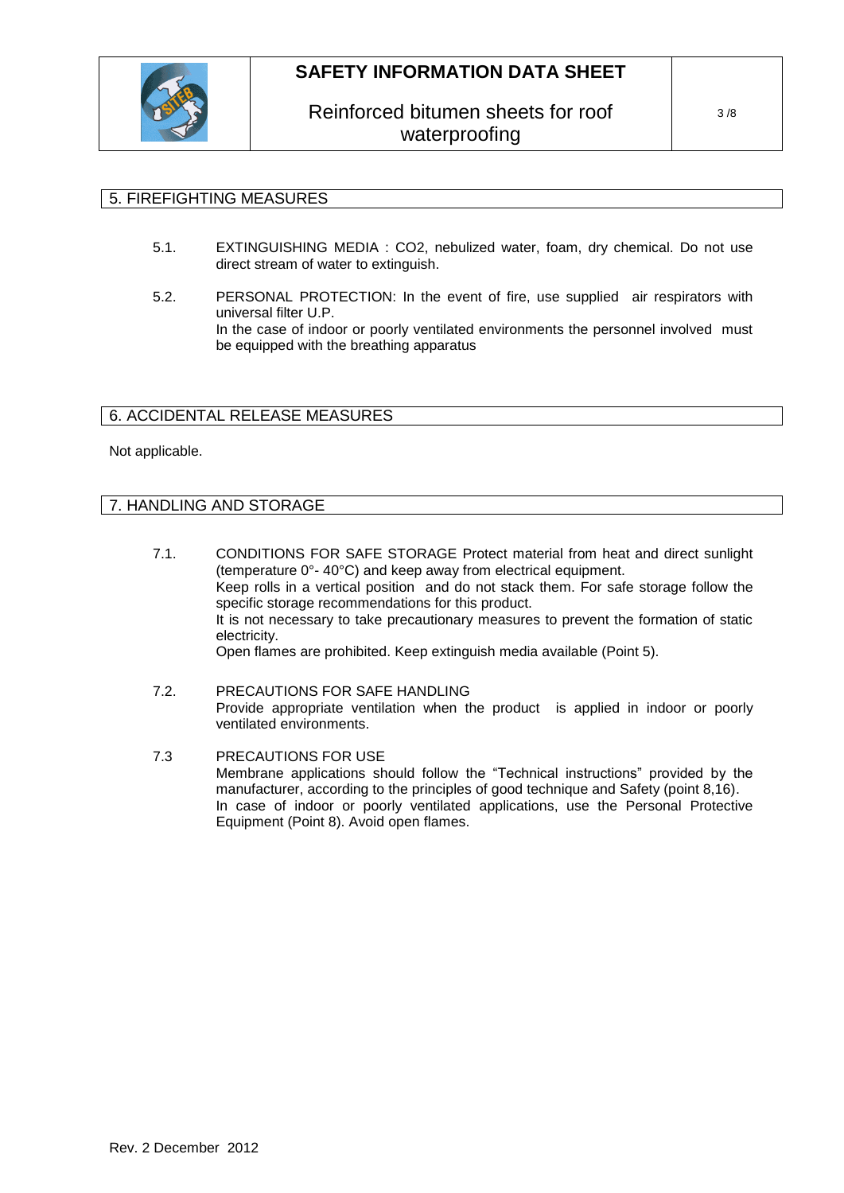## 5. FIREFIGHTING MEASURES

5.1. EXTINGUISHING MEDIA : $CO_2$, nebulized water, foam, dry chemical. Do not use direct stream of water to extinguish.

5.2. PERSONAL PROTECTION: In the event of fire, use supplied air respirators with universal filter U.P.
In the case of indoor or poorly ventilated environments the personnel involved must be equipped with the breathing apparatus

## 6. ACCIDENTAL RELEASE MEASURES

Not applicable.

## 7. HANDLING AND STORAGE

7.1. CONDITIONS FOR SAFE STORAGE Protect material from heat and direct sunlight (temperature 0°- 40°C) and keep away from electrical equipment.
Keep rolls in a vertical position and do not stack them. For safe storage follow the specific storage recommendations for this product.
It is not necessary to take precautionary measures to prevent the formation of static electricity.
Open flames are prohibited. Keep extinguish media available (Point 5).

7.2. PRECAUTIONS FOR SAFE HANDLING
Provide appropriate ventilation when the product is applied in indoor or poorly ventilated environments.

7.3 PRECAUTIONS FOR USE
Membrane applications should follow the "Technical instructions" provided by the manufacturer, according to the principles of good technique and Safety (point 8,16).
In case of indoor or poorly ventilated applications, use the Personal Protective Equipment (Point 8). Avoid open flames.

Rev. 2 December 2012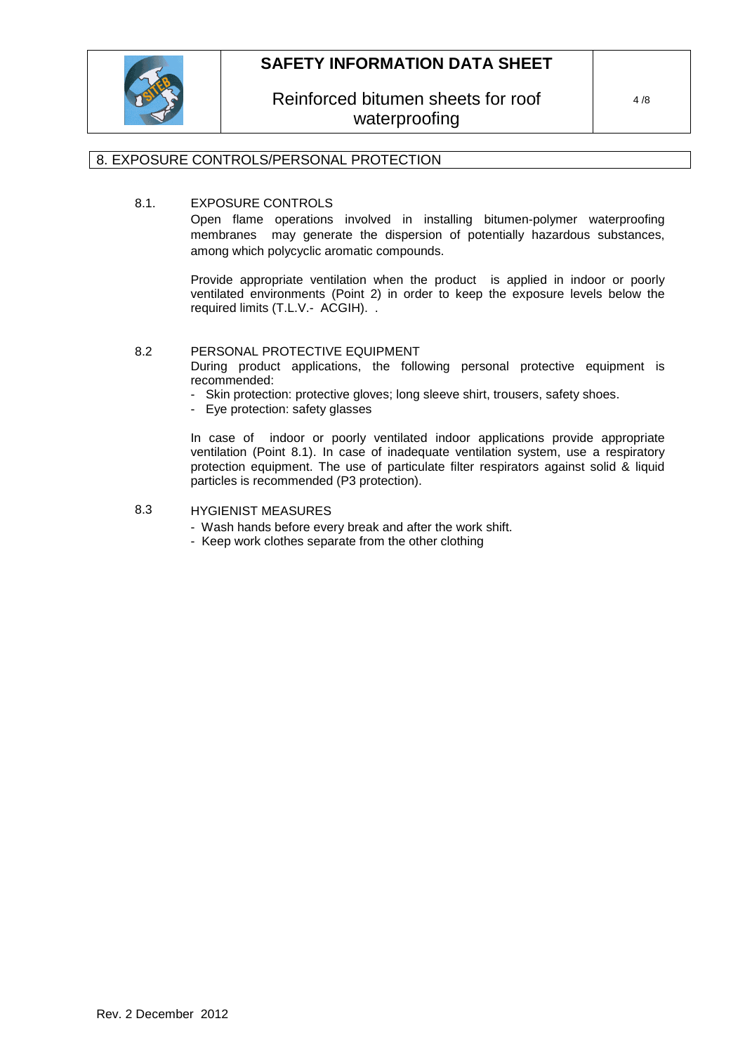## 8. EXPOSURE CONTROLS/PERSONAL PROTECTION

### 8.1. EXPOSURE CONTROLS

Open flame operations involved in installing bitumen-polymer waterproofing membranes may generate the dispersion of potentially hazardous substances, among which polycyclic aromatic compounds.

Provide appropriate ventilation when the product is applied in indoor or poorly ventilated environments (Point 2) in order to keep the exposure levels below the required limits (T.L.V.- ACGIH). .

### 8.2 PERSONAL PROTECTIVE EQUIPMENT

During product applications, the following personal protective equipment is recommended:

- Skin protection: protective gloves; long sleeve shirt, trousers, safety shoes.
- Eye protection: safety glasses

In case of indoor or poorly ventilated indoor applications provide appropriate ventilation (Point 8.1). In case of inadequate ventilation system, use a respiratory protection equipment. The use of particulate filter respirators against solid & liquid particles is recommended (P3 protection).

### 8.3 HYGIENIST MEASURES

- Wash hands before every break and after the work shift.
- Keep work clothes separate from the other clothing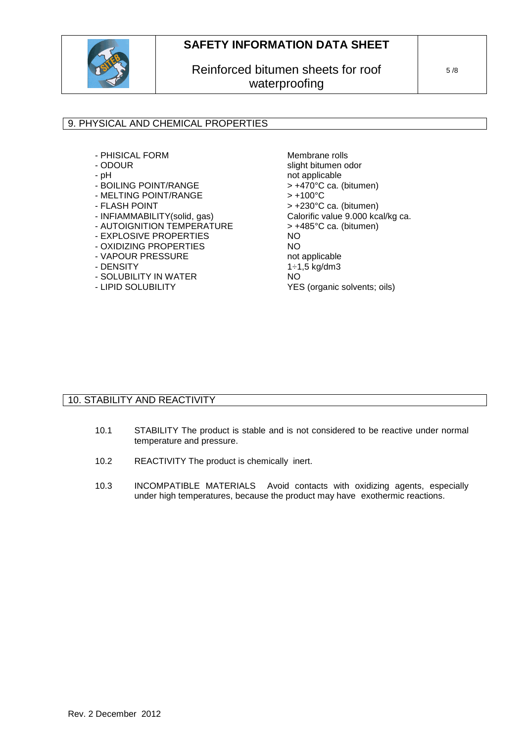## 9. PHYSICAL AND CHEMICAL PROPERTIES

| | |
|---|---|
| - PHISICAL FORM | Membrane rolls |
| - ODOUR | slight bitumen odor |
| - pH | not applicable |
| - BOILING POINT/RANGE | > +470°C ca. (bitumen) |
| - MELTING POINT/RANGE | > +100°C |
| - FLASH POINT | > +230°C ca. (bitumen) |
| - INFIAMMABILITY(solid, gas) | Calorific value 9.000 kcal/kg ca. |
| - AUTOIGNITION TEMPERATURE | > +485°C ca. (bitumen) |
| - EXPLOSIVE PROPERTIES | NO |
| - OXIDIZING PROPERTIES | NO |
| - VAPOUR PRESSURE | not applicable |
| - DENSITY | 1÷1,5 kg/dm3 |
| - SOLUBILITY IN WATER | NO |
| - LIPID SOLUBILITY | YES (organic solvents; oils) |

## 10. STABILITY AND REACTIVITY

10.1 STABILITY The product is stable and is not considered to be reactive under normal temperature and pressure.

10.2 REACTIVITY The product is chemically inert.

10.3 INCOMPATIBLE MATERIALS Avoid contacts with oxidizing agents, especially under high temperatures, because the product may have exothermic reactions.

Rev. 2 December 2012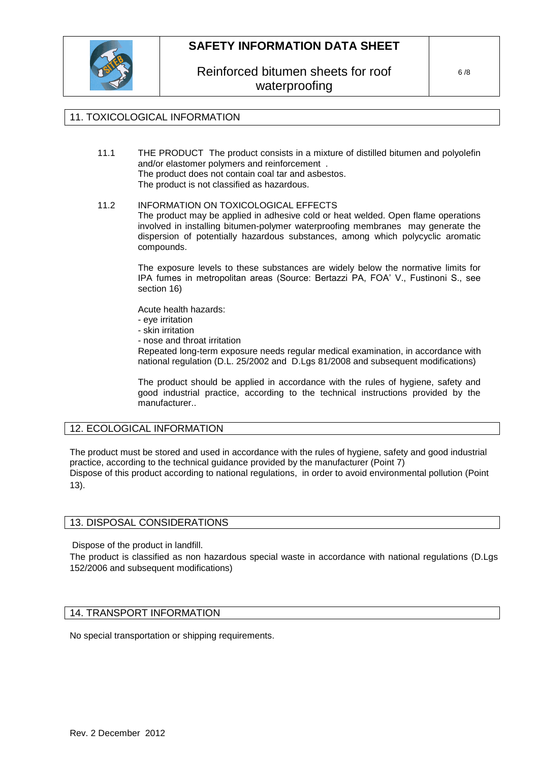## 11. TOXICOLOGICAL INFORMATION

11.1 THE PRODUCT The product consists in a mixture of distilled bitumen and polyolefin and/or elastomer polymers and reinforcement .
The product does not contain coal tar and asbestos.
The product is not classified as hazardous.

11.2 INFORMATION ON TOXICOLOGICAL EFFECTS
The product may be applied in adhesive cold or heat welded. Open flame operations involved in installing bitumen-polymer waterproofing membranes may generate the dispersion of potentially hazardous substances, among which polycyclic aromatic compounds.

The exposure levels to these substances are widely below the normative limits for IPA fumes in metropolitan areas (Source: Bertazzi PA, FOA' V., Fustinoni S., see section 16)

Acute health hazards:
- eye irritation
- skin irritation
- nose and throat irritation

Repeated long-term exposure needs regular medical examination, in accordance with national regulation (D.L. 25/2002 and D.Lgs 81/2008 and subsequent modifications)

The product should be applied in accordance with the rules of hygiene, safety and good industrial practice, according to the technical instructions provided by the manufacturer..

## 12. ECOLOGICAL INFORMATION

The product must be stored and used in accordance with the rules of hygiene, safety and good industrial practice, according to the technical guidance provided by the manufacturer (Point 7)
Dispose of this product according to national regulations, in order to avoid environmental pollution (Point 13).

## 13. DISPOSAL CONSIDERATIONS

Dispose of the product in landfill.
The product is classified as non hazardous special waste in accordance with national regulations (D.Lgs 152/2006 and subsequent modifications)

## 14. TRANSPORT INFORMATION

No special transportation or shipping requirements.

Rev. 2 December 2012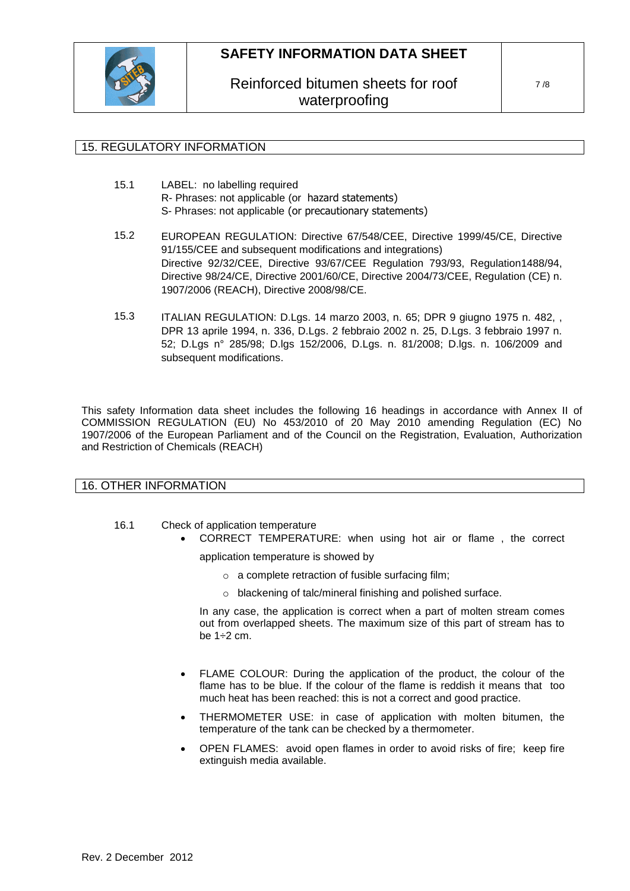## 15. REGULATORY INFORMATION

15.1 LABEL: no labelling required
R- Phrases: not applicable (or hazard statements)
S- Phrases: not applicable (or precautionary statements)

15.2 EUROPEAN REGULATION: Directive 67/548/CEE, Directive 1999/45/CE, Directive 91/155/CEE and subsequent modifications and integrations)
Directive 92/32/CEE, Directive 93/67/CEE Regulation 793/93, Regulation1488/94, Directive 98/24/CE, Directive 2001/60/CE, Directive 2004/73/CEE, Regulation (CE) n. 1907/2006 (REACH), Directive 2008/98/CE.

15.3 ITALIAN REGULATION: D.Lgs. 14 marzo 2003, n. 65; DPR 9 giugno 1975 n. 482, , DPR 13 aprile 1994, n. 336, D.Lgs. 2 febbraio 2002 n. 25, D.Lgs. 3 febbraio 1997 n. 52; D.Lgs n° 285/98; D.lgs 152/2006, D.Lgs. n. 81/2008; D.lgs. n. 106/2009 and subsequent modifications.

This safety Information data sheet includes the following 16 headings in accordance with Annex II of COMMISSION REGULATION (EU) No 453/2010 of 20 May 2010 amending Regulation (EC) No 1907/2006 of the European Parliament and of the Council on the Registration, Evaluation, Authorization and Restriction of Chemicals (REACH)

## 16. OTHER INFORMATION

16.1 Check of application temperature

- CORRECT TEMPERATURE: when using hot air or flame , the correct application temperature is showed by
  - a complete retraction of fusible surfacing film;
  - blackening of talc/mineral finishing and polished surface.

  In any case, the application is correct when a part of molten stream comes out from overlapped sheets. The maximum size of this part of stream has to be 1÷2 cm.

- FLAME COLOUR: During the application of the product, the colour of the flame has to be blue. If the colour of the flame is reddish it means that too much heat has been reached: this is not a correct and good practice.
- THERMOMETER USE: in case of application with molten bitumen, the temperature of the tank can be checked by a thermometer.
- OPEN FLAMES: avoid open flames in order to avoid risks of fire; keep fire extinguish media available.

Rev. 2 December 2012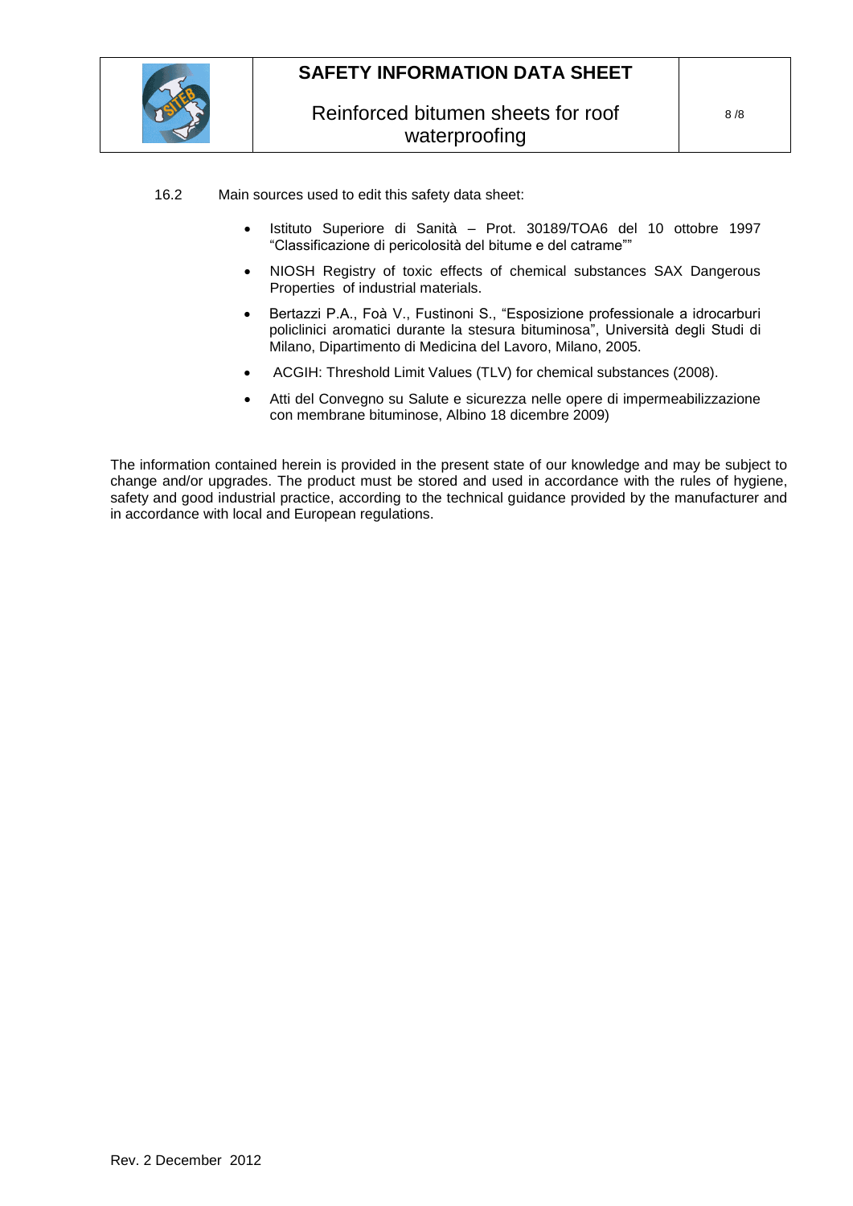16.2 Main sources used to edit this safety data sheet:

- Istituto Superiore di Sanità – Prot. 30189/TOA6 del 10 ottobre 1997 "Classificazione di pericolosità del bitume e del catrame""
- NIOSH Registry of toxic effects of chemical substances SAX Dangerous Properties of industrial materials.
- Bertazzi P.A., Foà V., Fustinoni S., "Esposizione professionale a idrocarburi policlinici aromatici durante la stesura bituminosa", Università degli Studi di Milano, Dipartimento di Medicina del Lavoro, Milano, 2005.
- ACGIH: Threshold Limit Values (TLV) for chemical substances (2008).
- Atti del Convegno su Salute e sicurezza nelle opere di impermeabilizzazione con membrane bituminose, Albino 18 dicembre 2009)

The information contained herein is provided in the present state of our knowledge and may be subject to change and/or upgrades. The product must be stored and used in accordance with the rules of hygiene, safety and good industrial practice, according to the technical guidance provided by the manufacturer and in accordance with local and European regulations.